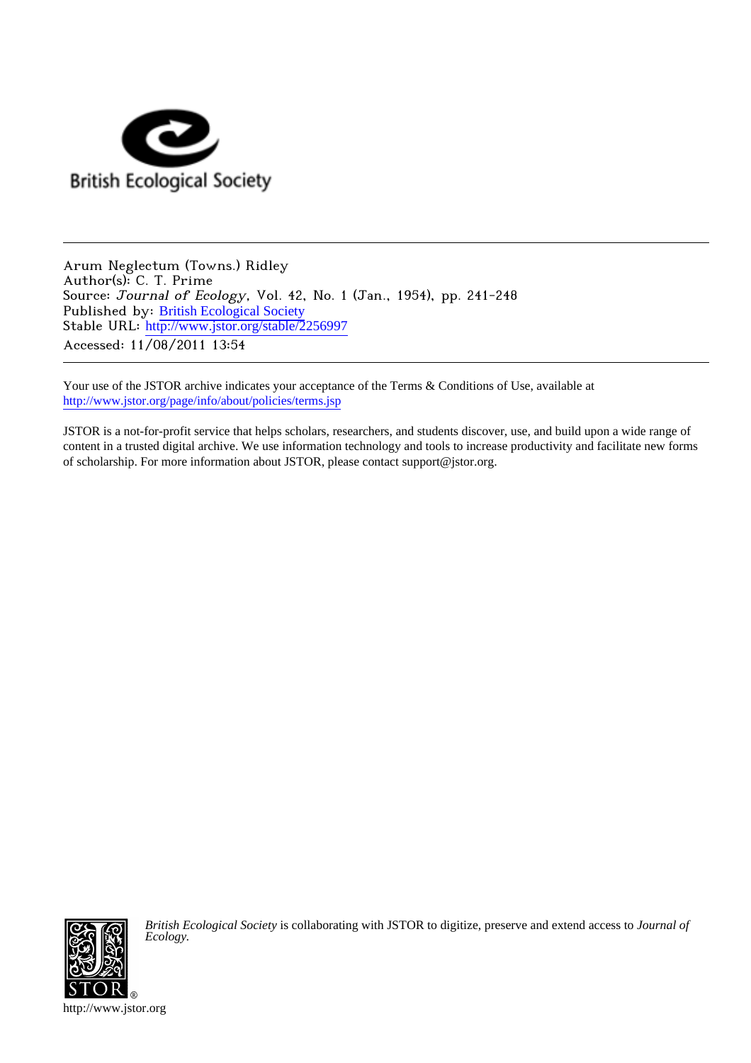British Ecological Society

Arum Neglectum (Towns.) Ridley
Author(s): C. T. Prime
Source: *Journal of Ecology*, Vol. 42, No. 1 (Jan., 1954), pp. 241-248
Published by: British Ecological Society
Stable URL: http://www.jstor.org/stable/2256997
Accessed: 11/08/2011 13:54

Your use of the JSTOR archive indicates your acceptance of the Terms & Conditions of Use, available at http://www.jstor.org/page/info/about/policies/terms.jsp

JSTOR is a not-for-profit service that helps scholars, researchers, and students discover, use, and build upon a wide range of content in a trusted digital archive. We use information technology and tools to increase productivity and facilitate new forms of scholarship. For more information about JSTOR, please contact support@jstor.org.

*British Ecological Society* is collaborating with JSTOR to digitize, preserve and extend access to *Journal of Ecology.*

http://www.jstor.org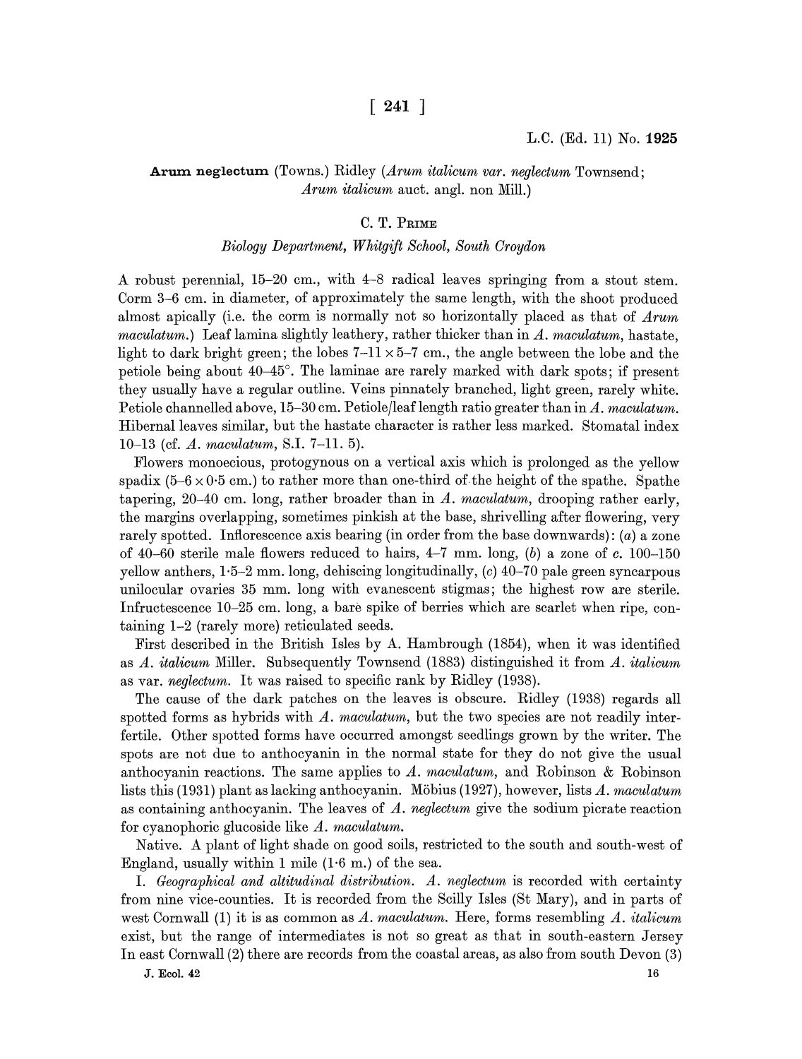L.C. (Ed. 11) No. **1925**

**Arum neglectum** (Towns.) Ridley (*Arum italicum var. neglectum* Townsend; *Arum italicum* auct. angl. non Mill.)

C. T. Prime

*Biology Department, Whitgift School, South Croydon*

A robust perennial, 15–20 cm., with 4–8 radical leaves springing from a stout stem. Corm 3–6 cm. in diameter, of approximately the same length, with the shoot produced almost apically (i.e. the corm is normally not so horizontally placed as that of *Arum maculatum*.) Leaf lamina slightly leathery, rather thicker than in *A. maculatum*, hastate, light to dark bright green; the lobes 7–11 × 5–7 cm., the angle between the lobe and the petiole being about 40–45°. The laminae are rarely marked with dark spots; if present they usually have a regular outline. Veins pinnately branched, light green, rarely white. Petiole channelled above, 15–30 cm. Petiole/leaf length ratio greater than in *A. maculatum*. Hibernal leaves similar, but the hastate character is rather less marked. Stomatal index 10–13 (cf. *A. maculatum*, S.I. 7–11. 5).

Flowers monoecious, protogynous on a vertical axis which is prolonged as the yellow spadix (5–6 × 0·5 cm.) to rather more than one-third of the height of the spathe. Spathe tapering, 20–40 cm. long, rather broader than in *A. maculatum*, drooping rather early, the margins overlapping, sometimes pinkish at the base, shrivelling after flowering, very rarely spotted. Inflorescence axis bearing (in order from the base downwards): (*a*) a zone of 40–60 sterile male flowers reduced to hairs, 4–7 mm. long, (*b*) a zone of *c*. 100–150 yellow anthers, 1·5–2 mm. long, dehiscing longitudinally, (*c*) 40–70 pale green syncarpous unilocular ovaries 35 mm. long with evanescent stigmas; the highest row are sterile. Infructescence 10–25 cm. long, a bare spike of berries which are scarlet when ripe, containing 1–2 (rarely more) reticulated seeds.

First described in the British Isles by A. Hambrough (1854), when it was identified as *A. italicum* Miller. Subsequently Townsend (1883) distinguished it from *A. italicum* as var. *neglectum*. It was raised to specific rank by Ridley (1938).

The cause of the dark patches on the leaves is obscure. Ridley (1938) regards all spotted forms as hybrids with *A. maculatum*, but the two species are not readily interfertile. Other spotted forms have occurred amongst seedlings grown by the writer. The spots are not due to anthocyanin in the normal state for they do not give the usual anthocyanin reactions. The same applies to *A. maculatum*, and Robinson & Robinson lists this (1931) plant as lacking anthocyanin. Möbius (1927), however, lists *A. maculatum* as containing anthocyanin. The leaves of *A. neglectum* give the sodium picrate reaction for cyanophoric glucoside like *A. maculatum*.

Native. A plant of light shade on good soils, restricted to the south and south-west of England, usually within 1 mile (1·6 m.) of the sea.

I. *Geographical and altitudinal distribution*. *A. neglectum* is recorded with certainty from nine vice-counties. It is recorded from the Scilly Isles (St Mary), and in parts of west Cornwall (1) it is as common as *A. maculatum*. Here, forms resembling *A. italicum* exist, but the range of intermediates is not so great as that in south-eastern Jersey In east Cornwall (2) there are records from the coastal areas, as also from south Devon (3)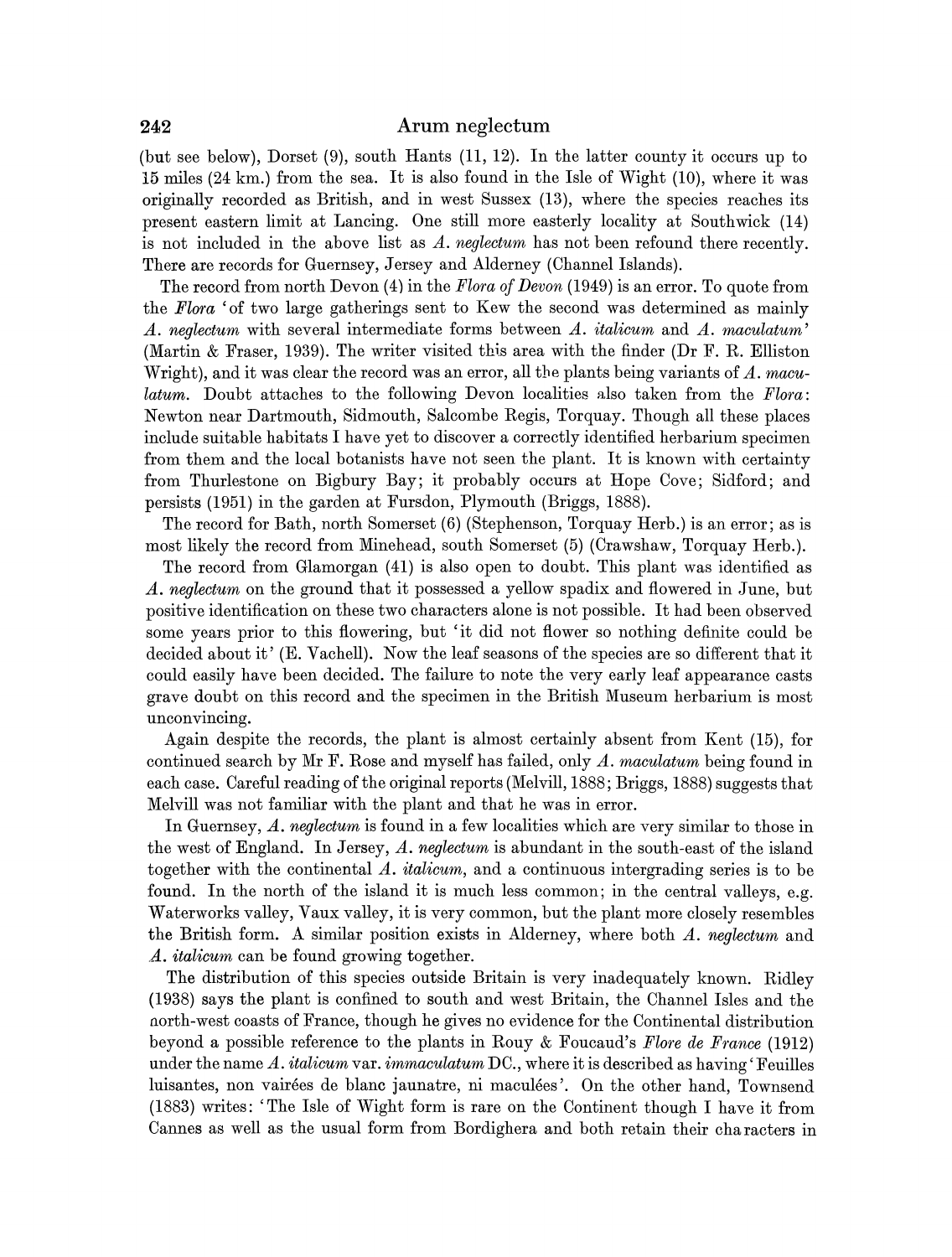(but see below), Dorset (9), south Hants (11, 12). In the latter county it occurs up to 15 miles (24 km.) from the sea. It is also found in the Isle of Wight (10), where it was originally recorded as British, and in west Sussex (13), where the species reaches its present eastern limit at Lancing. One still more easterly locality at Southwick (14) is not included in the above list as *A. neglectum* has not been refound there recently. There are records for Guernsey, Jersey and Alderney (Channel Islands).

The record from north Devon (4) in the *Flora of Devon* (1949) is an error. To quote from the *Flora* 'of two large gatherings sent to Kew the second was determined as mainly *A. neglectum* with several intermediate forms between *A. italicum* and *A. maculatum*' (Martin & Fraser, 1939). The writer visited this area with the finder (Dr F. R. Elliston Wright), and it was clear the record was an error, all the plants being variants of *A. maculatum*. Doubt attaches to the following Devon localities also taken from the *Flora*: Newton near Dartmouth, Sidmouth, Salcombe Regis, Torquay. Though all these places include suitable habitats I have yet to discover a correctly identified herbarium specimen from them and the local botanists have not seen the plant. It is known with certainty from Thurlestone on Bigbury Bay; it probably occurs at Hope Cove; Sidford; and persists (1951) in the garden at Fursdon, Plymouth (Briggs, 1888).

The record for Bath, north Somerset (6) (Stephenson, Torquay Herb.) is an error; as is most likely the record from Minehead, south Somerset (5) (Crawshaw, Torquay Herb.).

The record from Glamorgan (41) is also open to doubt. This plant was identified as *A. neglectum* on the ground that it possessed a yellow spadix and flowered in June, but positive identification on these two characters alone is not possible. It had been observed some years prior to this flowering, but 'it did not flower so nothing definite could be decided about it' (E. Vachell). Now the leaf seasons of the species are so different that it could easily have been decided. The failure to note the very early leaf appearance casts grave doubt on this record and the specimen in the British Museum herbarium is most unconvincing.

Again despite the records, the plant is almost certainly absent from Kent (15), for continued search by Mr F. Rose and myself has failed, only *A. maculatum* being found in each case. Careful reading of the original reports (Melvill, 1888; Briggs, 1888) suggests that Melvill was not familiar with the plant and that he was in error.

In Guernsey, *A. neglectum* is found in a few localities which are very similar to those in the west of England. In Jersey, *A. neglectum* is abundant in the south-east of the island together with the continental *A. italicum*, and a continuous intergrading series is to be found. In the north of the island it is much less common; in the central valleys, e.g. Waterworks valley, Vaux valley, it is very common, but the plant more closely resembles the British form. A similar position exists in Alderney, where both *A. neglectum* and *A. italicum* can be found growing together.

The distribution of this species outside Britain is very inadequately known. Ridley (1938) says the plant is confined to south and west Britain, the Channel Isles and the north-west coasts of France, though he gives no evidence for the Continental distribution beyond a possible reference to the plants in Rouy & Foucaud's *Flore de France* (1912) under the name *A. italicum* var. *immaculatum* DC., where it is described as having 'Feuilles luisantes, non vairées de blanc jaunatre, ni maculées'. On the other hand, Townsend (1883) writes: 'The Isle of Wight form is rare on the Continent though I have it from Cannes as well as the usual form from Bordighera and both retain their characters in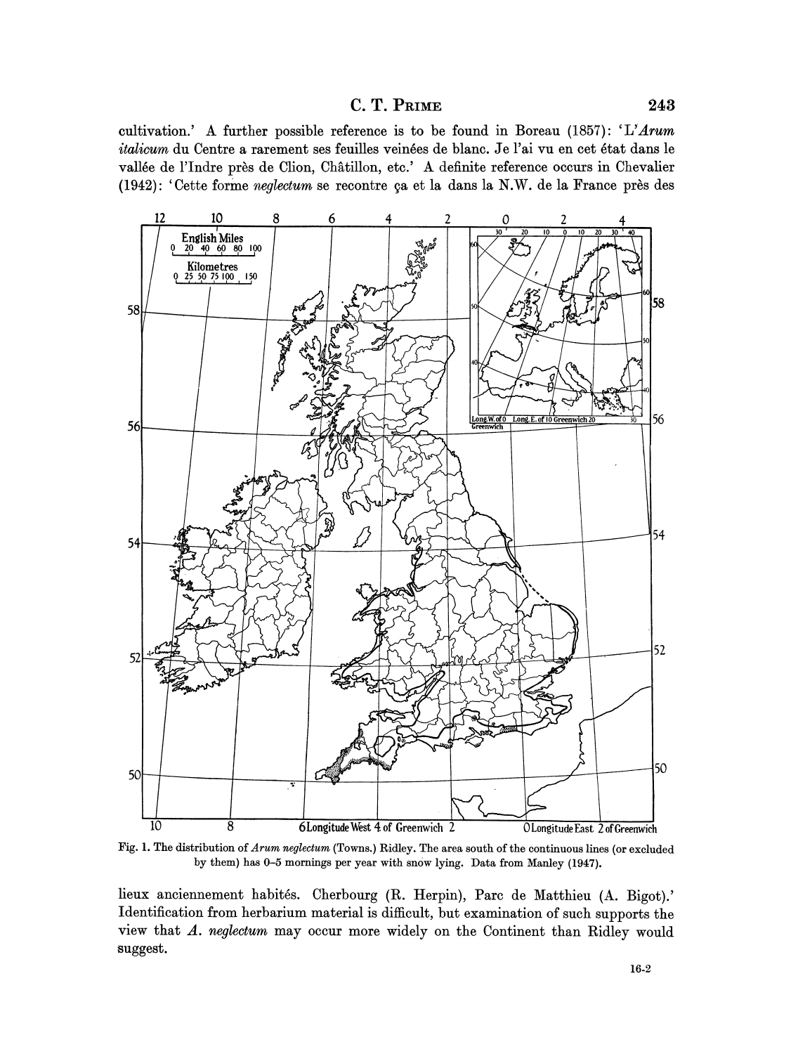cultivation.' A further possible reference is to be found in Boreau (1857): '*L'Arum italicum* du Centre a rarement ses feuilles veinées de blanc. Je l'ai vu en cet état dans le vallée de l'Indre près de Clion, Châtillon, etc.' A definite reference occurs in Chevalier (1942): 'Cette forme *neglectum* se recontre ça et la dans la N.W. de la France près des

Fig. 1. The distribution of *Arum neglectum* (Towns.) Ridley. The area south of the continuous lines (or excluded by them) has 0–5 mornings per year with snow lying. Data from Manley (1947).

lieux anciennement habités. Cherbourg (R. Herpin), Parc de Matthieu (A. Bigot).' Identification from herbarium material is difficult, but examination of such supports the view that *A. neglectum* may occur more widely on the Continent than Ridley would suggest.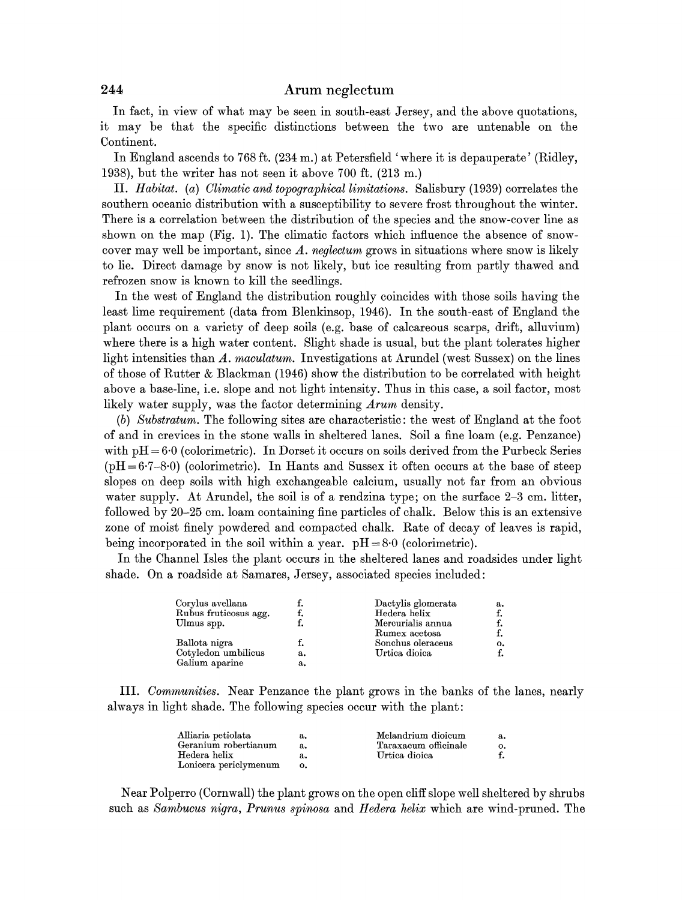In fact, in view of what may be seen in south-east Jersey, and the above quotations, it may be that the specific distinctions between the two are untenable on the Continent.

In England ascends to 768 ft. (234 m.) at Petersfield 'where it is depauperate' (Ridley, 1938), but the writer has not seen it above 700 ft. (213 m.)

II. *Habitat.* (*a*) *Climatic and topographical limitations.* Salisbury (1939) correlates the southern oceanic distribution with a susceptibility to severe frost throughout the winter. There is a correlation between the distribution of the species and the snow-cover line as shown on the map (Fig. 1). The climatic factors which influence the absence of snow-cover may well be important, since *A. neglectum* grows in situations where snow is likely to lie. Direct damage by snow is not likely, but ice resulting from partly thawed and refrozen snow is known to kill the seedlings.

In the west of England the distribution roughly coincides with those soils having the least lime requirement (data from Blenkinsop, 1946). In the south-east of England the plant occurs on a variety of deep soils (e.g. base of calcareous scarps, drift, alluvium) where there is a high water content. Slight shade is usual, but the plant tolerates higher light intensities than *A. maculatum*. Investigations at Arundel (west Sussex) on the lines of those of Rutter & Blackman (1946) show the distribution to be correlated with height above a base-line, i.e. slope and not light intensity. Thus in this case, a soil factor, most likely water supply, was the factor determining *Arum* density.

(*b*) *Substratum.* The following sites are characteristic: the west of England at the foot of and in crevices in the stone walls in sheltered lanes. Soil a fine loam (e.g. Penzance) with pH = 6·0 (colorimetric). In Dorset it occurs on soils derived from the Purbeck Series (pH = 6·7–8·0) (colorimetric). In Hants and Sussex it often occurs at the base of steep slopes on deep soils with high exchangeable calcium, usually not far from an obvious water supply. At Arundel, the soil is of a rendzina type; on the surface 2–3 cm. litter, followed by 20–25 cm. loam containing fine particles of chalk. Below this is an extensive zone of moist finely powdered and compacted chalk. Rate of decay of leaves is rapid, being incorporated in the soil within a year. pH = 8·0 (colorimetric).

In the Channel Isles the plant occurs in the sheltered lanes and roadsides under light shade. On a roadside at Samares, Jersey, associated species included:

| | | | |
|---|---|---|---|
| Corylus avellana | f. | Dactylis glomerata | a. |
| Rubus fruticosus agg. | f. | Hedera helix | f. |
| Ulmus spp. | f. | Mercurialis annua | f. |
| | | Rumex acetosa | f. |
| Ballota nigra | f. | Sonchus oleraceus | o. |
| Cotyledon umbilicus | a. | Urtica dioica | f. |
| Galium aparine | a. | | |

III. *Communities.* Near Penzance the plant grows in the banks of the lanes, nearly always in light shade. The following species occur with the plant:

| | | | |
|---|---|---|---|
| Alliaria petiolata | a. | Melandrium dioicum | a. |
| Geranium robertianum | a. | Taraxacum officinale | o. |
| Hedera helix | a. | Urtica dioica | f. |
| Lonicera periclymenum | o. | | |

Near Polperro (Cornwall) the plant grows on the open cliff slope well sheltered by shrubs such as *Sambucus nigra*, *Prunus spinosa* and *Hedera helix* which are wind-pruned. The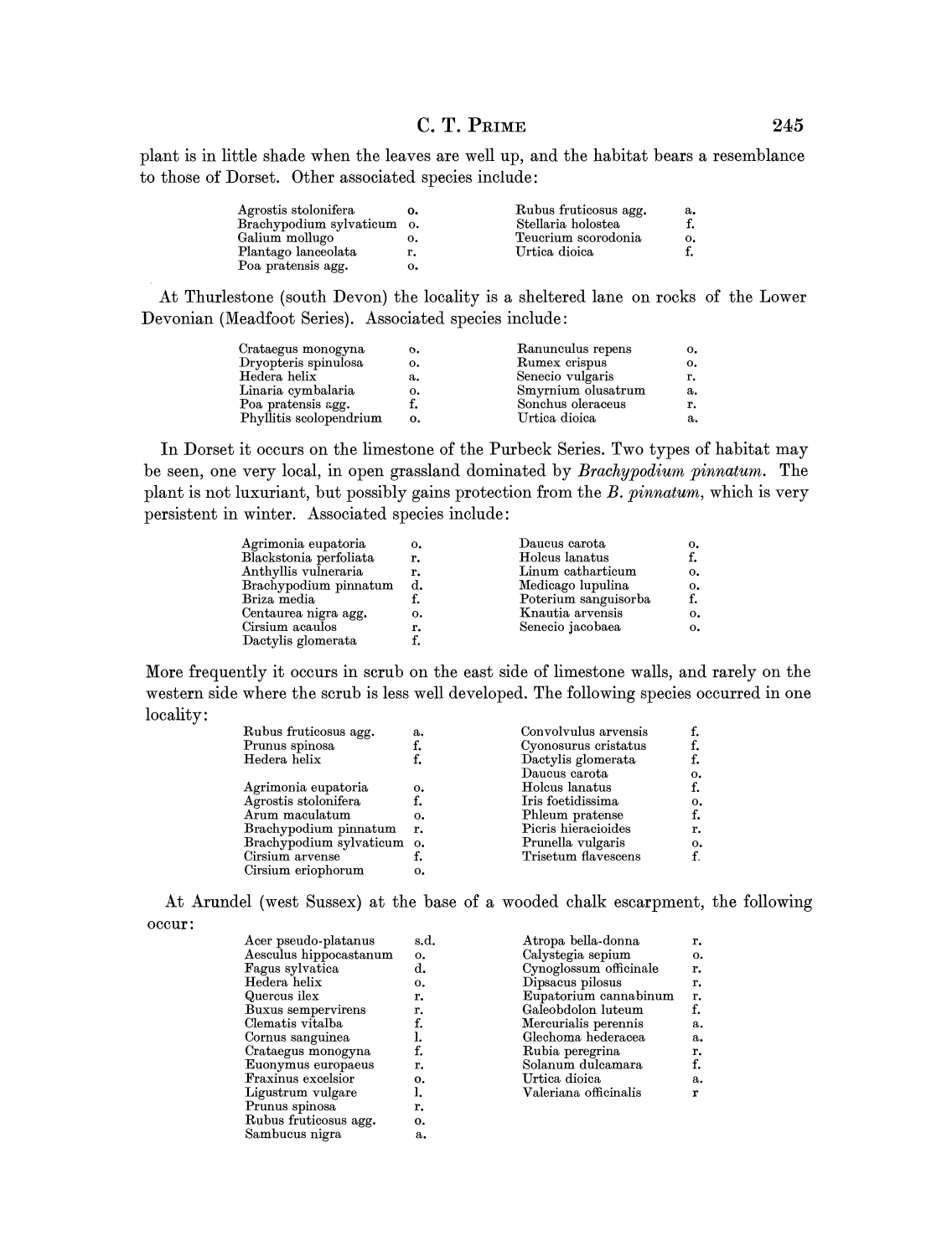plant is in little shade when the leaves are well up, and the habitat bears a resemblance to those of Dorset. Other associated species include:

| | | | |
|---|---|---|---|
| Agrostis stolonifera | o. | Rubus fruticosus agg. | a. |
| Brachypodium sylvaticum | o. | Stellaria holostea | f. |
| Galium mollugo | o. | Teucrium scorodonia | o. |
| Plantago lanceolata | r. | Urtica dioica | f. |
| Poa pratensis agg. | o. | | |

At Thurlestone (south Devon) the locality is a sheltered lane on rocks of the Lower Devonian (Meadfoot Series). Associated species include:

| | | | |
|---|---|---|---|
| Crataegus monogyna | o. | Ranunculus repens | o. |
| Dryopteris spinulosa | o. | Rumex crispus | o. |
| Hedera helix | a. | Senecio vulgaris | r. |
| Linaria cymbalaria | o. | Smyrnium olusatrum | a. |
| Poa pratensis agg. | f. | Sonchus oleraceus | r. |
| Phyllitis scolopendrium | o. | Urtica dioica | a. |

In Dorset it occurs on the limestone of the Purbeck Series. Two types of habitat may be seen, one very local, in open grassland dominated by *Brachypodium pinnatum*. The plant is not luxuriant, but possibly gains protection from the *B. pinnatum*, which is very persistent in winter. Associated species include:

| | | | |
|---|---|---|---|
| Agrimonia eupatoria | o. | Daucus carota | o. |
| Blackstonia perfoliata | r. | Holcus lanatus | f. |
| Anthyllis vulneraria | r. | Linum catharticum | o. |
| Brachypodium pinnatum | d. | Medicago lupulina | o. |
| Briza media | f. | Poterium sanguisorba | f. |
| Centaurea nigra agg. | o. | Knautia arvensis | o. |
| Cirsium acaulos | r. | Senecio jacobaea | o. |
| Dactylis glomerata | f. | | |

More frequently it occurs in scrub on the east side of limestone walls, and rarely on the western side where the scrub is less well developed. The following species occurred in one locality:

| | | | |
|---|---|---|---|
| Rubus fruticosus agg. | a. | Convolvulus arvensis | f. |
| Prunus spinosa | f. | Cyonosurus cristatus | f. |
| Hedera helix | f. | Dactylis glomerata | f. |
| | | Daucus carota | o. |
| Agrimonia eupatoria | o. | Holcus lanatus | f. |
| Agrostis stolonifera | f. | Iris foetidissima | o. |
| Arum maculatum | o. | Phleum pratense | f. |
| Brachypodium pinnatum | r. | Picris hieracioides | r. |
| Brachypodium sylvaticum | o. | Prunella vulgaris | o. |
| Cirsium arvense | f. | Trisetum flavescens | f. |
| Cirsium eriophorum | o. | | |

At Arundel (west Sussex) at the base of a wooded chalk escarpment, the following occur:

| | | | |
|---|---|---|---|
| Acer pseudo-platanus | s.d. | Atropa bella-donna | r. |
| Aesculus hippocastanum | o. | Calystegia sepium | o. |
| Fagus sylvatica | d. | Cynoglossum officinale | r. |
| Hedera helix | o. | Dipsacus pilosus | r. |
| Quercus ilex | r. | Eupatorium cannabinum | r. |
| Buxus sempervirens | r. | Galeobdolon luteum | f. |
| Clematis vitalba | f. | Mercurialis perennis | a. |
| Cornus sanguinea | l. | Glechoma hederacea | a. |
| Crataegus monogyna | f. | Rubia peregrina | r. |
| Euonymus europaeus | r. | Solanum dulcamara | f. |
| Fraxinus excelsior | o. | Urtica dioica | a. |
| Ligustrum vulgare | l. | Valeriana officinalis | r |
| Prunus spinosa | r. | | |
| Rubus fruticosus agg. | o. | | |
| Sambucus nigra | a. | | |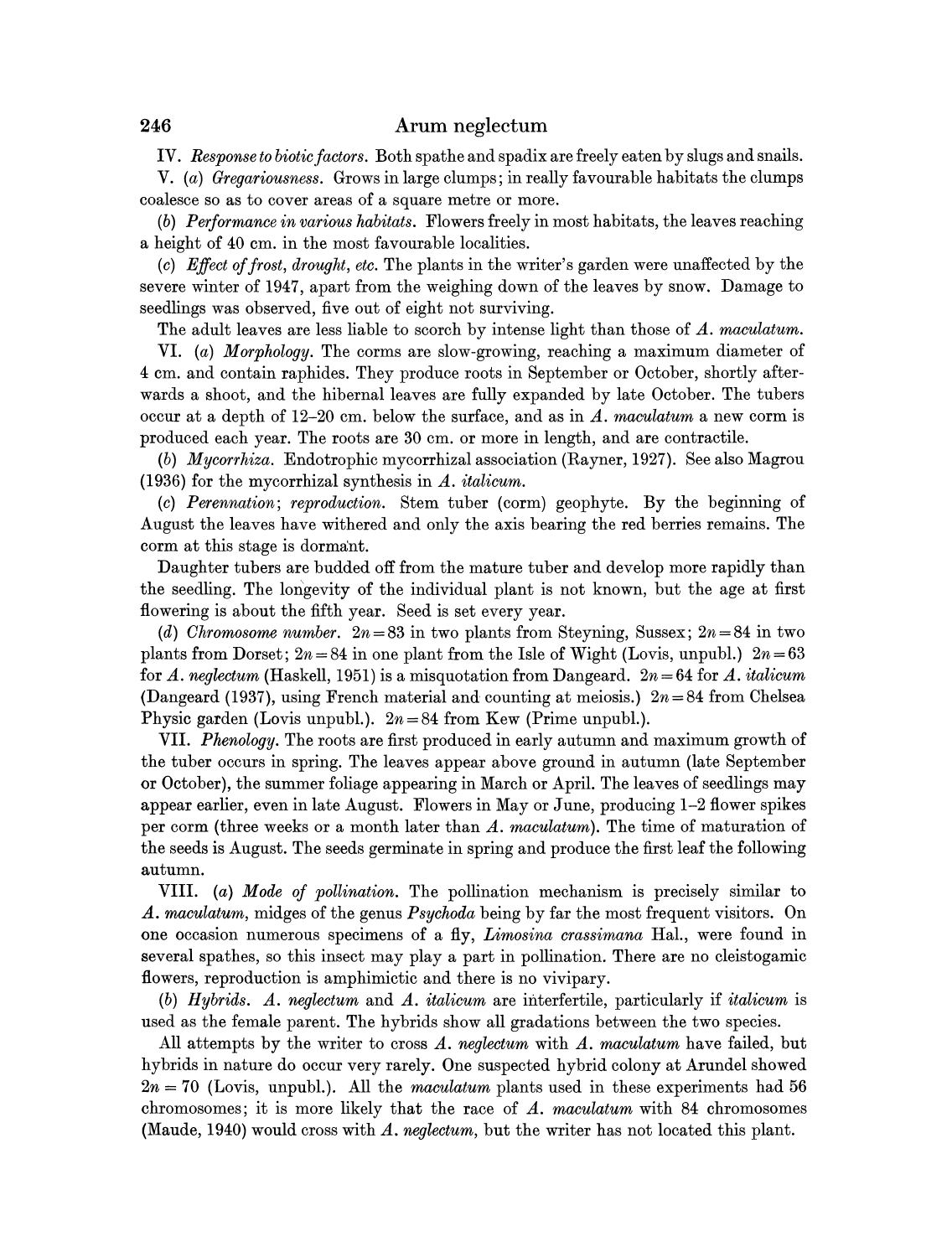IV. *Response to biotic factors*. Both spathe and spadix are freely eaten by slugs and snails.

V. (*a*) *Gregariousness*. Grows in large clumps; in really favourable habitats the clumps coalesce so as to cover areas of a square metre or more.

(*b*) *Performance in various habitats*. Flowers freely in most habitats, the leaves reaching a height of 40 cm. in the most favourable localities.

(*c*) *Effect of frost, drought, etc.* The plants in the writer's garden were unaffected by the severe winter of 1947, apart from the weighing down of the leaves by snow. Damage to seedlings was observed, five out of eight not surviving.

The adult leaves are less liable to scorch by intense light than those of *A. maculatum*.

VI. (*a*) *Morphology*. The corms are slow-growing, reaching a maximum diameter of 4 cm. and contain raphides. They produce roots in September or October, shortly afterwards a shoot, and the hibernal leaves are fully expanded by late October. The tubers occur at a depth of 12–20 cm. below the surface, and as in *A. maculatum* a new corm is produced each year. The roots are 30 cm. or more in length, and are contractile.

(*b*) *Mycorrhiza*. Endotrophic mycorrhizal association (Rayner, 1927). See also Magrou (1936) for the mycorrhizal synthesis in *A. italicum*.

(*c*) *Perennation; reproduction*. Stem tuber (corm) geophyte. By the beginning of August the leaves have withered and only the axis bearing the red berries remains. The corm at this stage is dormant.

Daughter tubers are budded off from the mature tuber and develop more rapidly than the seedling. The longevity of the individual plant is not known, but the age at first flowering is about the fifth year. Seed is set every year.

(*d*) *Chromosome number*. $2n = 83$ in two plants from Steyning, Sussex; $2n = 84$ in two plants from Dorset; $2n = 84$ in one plant from the Isle of Wight (Lovis, unpubl.) $2n = 63$ for *A. neglectum* (Haskell, 1951) is a misquotation from Dangeard. $2n = 64$ for *A. italicum* (Dangeard (1937), using French material and counting at meiosis.) $2n = 84$ from Chelsea Physic garden (Lovis unpubl.). $2n = 84$ from Kew (Prime unpubl.).

VII. *Phenology*. The roots are first produced in early autumn and maximum growth of the tuber occurs in spring. The leaves appear above ground in autumn (late September or October), the summer foliage appearing in March or April. The leaves of seedlings may appear earlier, even in late August. Flowers in May or June, producing 1–2 flower spikes per corm (three weeks or a month later than *A. maculatum*). The time of maturation of the seeds is August. The seeds germinate in spring and produce the first leaf the following autumn.

VIII. (*a*) *Mode of pollination*. The pollination mechanism is precisely similar to *A. maculatum*, midges of the genus *Psychoda* being by far the most frequent visitors. On one occasion numerous specimens of a fly, *Limosina crassimana* Hal., were found in several spathes, so this insect may play a part in pollination. There are no cleistogamic flowers, reproduction is amphimictic and there is no vivipary.

(*b*) *Hybrids*. *A. neglectum* and *A. italicum* are interfertile, particularly if *italicum* is used as the female parent. The hybrids show all gradations between the two species.

All attempts by the writer to cross *A. neglectum* with *A. maculatum* have failed, but hybrids in nature do occur very rarely. One suspected hybrid colony at Arundel showed $2n = 70$ (Lovis, unpubl.). All the *maculatum* plants used in these experiments had 56 chromosomes; it is more likely that the race of *A. maculatum* with 84 chromosomes (Maude, 1940) would cross with *A. neglectum*, but the writer has not located this plant.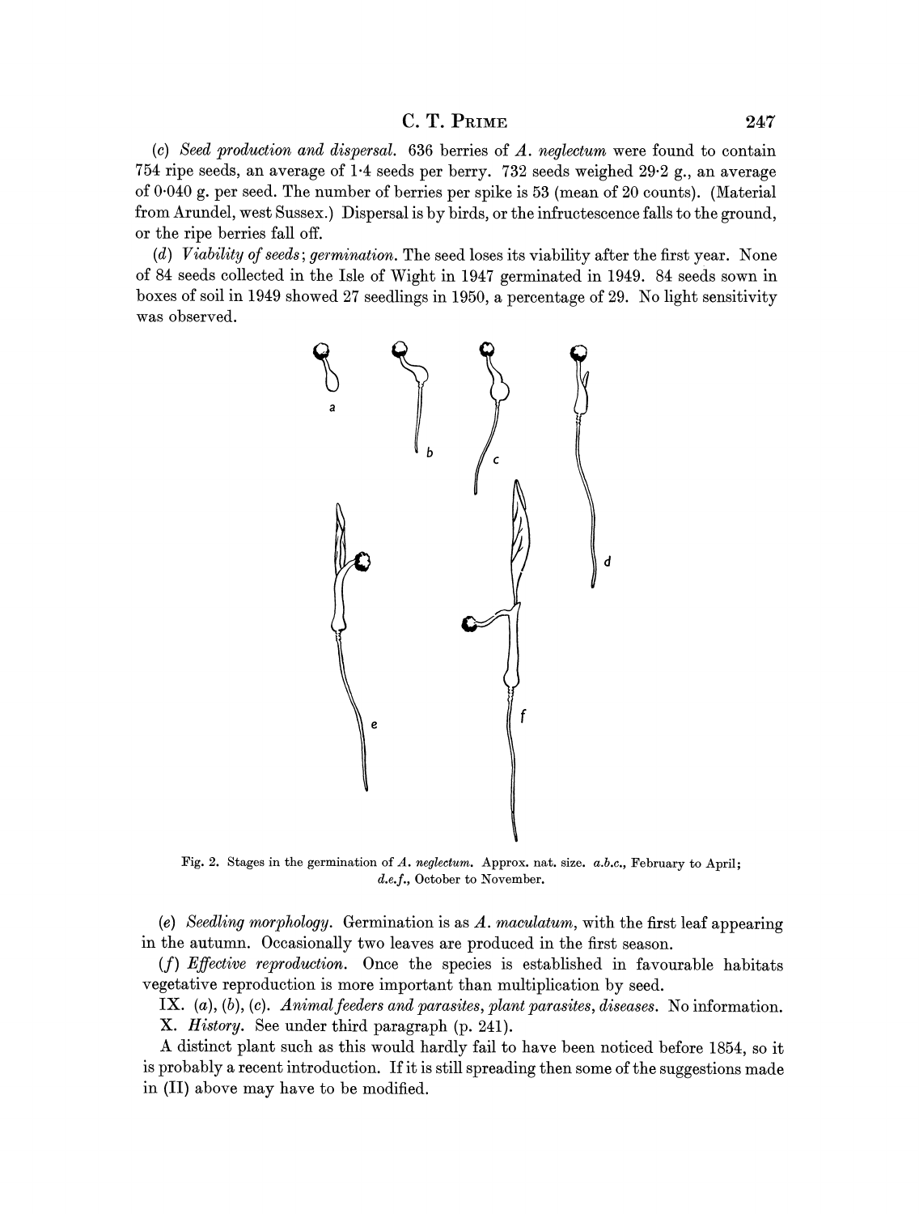(*c*) *Seed production and dispersal.* 636 berries of *A. neglectum* were found to contain 754 ripe seeds, an average of 1·4 seeds per berry. 732 seeds weighed 29·2 g., an average of 0·040 g. per seed. The number of berries per spike is 53 (mean of 20 counts). (Material from Arundel, west Sussex.) Dispersal is by birds, or the infructescence falls to the ground, or the ripe berries fall off.

(*d*) *Viability of seeds; germination.* The seed loses its viability after the first year. None of 84 seeds collected in the Isle of Wight in 1947 germinated in 1949. 84 seeds sown in boxes of soil in 1949 showed 27 seedlings in 1950, a percentage of 29. No light sensitivity was observed.

Fig. 2. Stages in the germination of *A. neglectum*. Approx. nat. size. *a.b.c.*, February to April; *d.e.f.*, October to November.

(*e*) *Seedling morphology.* Germination is as *A. maculatum*, with the first leaf appearing in the autumn. Occasionally two leaves are produced in the first season.

(*f*) *Effective reproduction.* Once the species is established in favourable habitats vegetative reproduction is more important than multiplication by seed.

IX. (*a*), (*b*), (*c*). *Animal feeders and parasites, plant parasites, diseases.* No information.

X. *History.* See under third paragraph (p. 241).

A distinct plant such as this would hardly fail to have been noticed before 1854, so it is probably a recent introduction. If it is still spreading then some of the suggestions made in (II) above may have to be modified.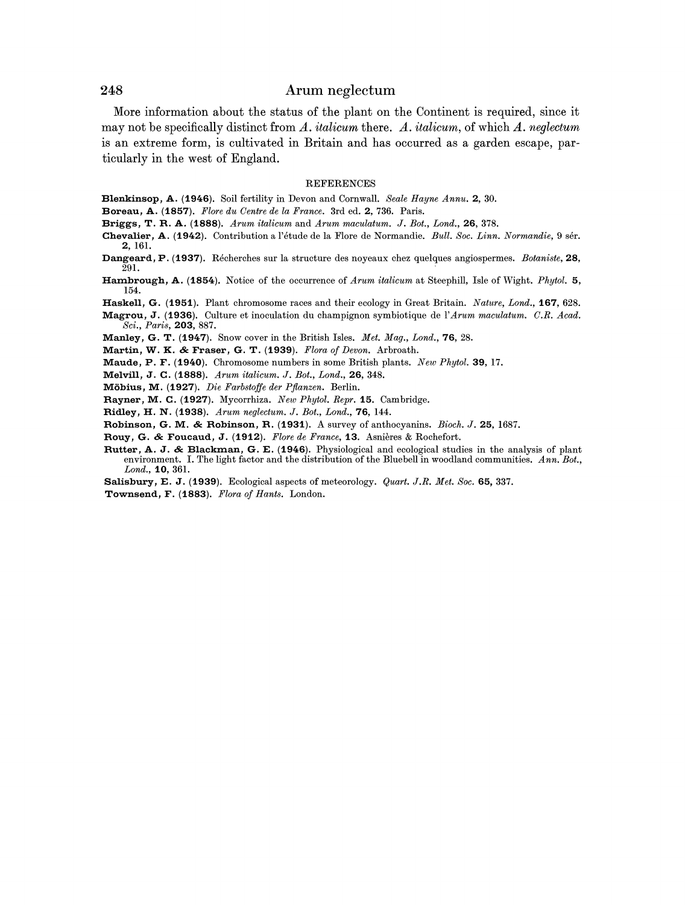More information about the status of the plant on the Continent is required, since it may not be specifically distinct from *A. italicum* there. *A. italicum*, of which *A. neglectum* is an extreme form, is cultivated in Britain and has occurred as a garden escape, particularly in the west of England.

## REFERENCES

**Blenkinsop, A. (1946).** Soil fertility in Devon and Cornwall. *Seale Hayne Annu.* **2**, 30.

**Boreau, A. (1857).** *Flore du Centre de la France.* 3rd ed. **2**, 736. Paris.

**Briggs, T. R. A. (1888).** *Arum italicum* and *Arum maculatum*. *J. Bot., Lond.*, **26**, 378.

**Chevalier, A. (1942).** Contribution a l'étude de la Flore de Normandie. *Bull. Soc. Linn. Normandie*, 9 sér. **2**, 161.

**Dangeard, P. (1937).** Récherches sur la structure des noyeaux chez quelques angiospermes. *Botaniste*, **28**, 291.

**Hambrough, A. (1854).** Notice of the occurrence of *Arum italicum* at Steephill, Isle of Wight. *Phytol.* **5**, 154.

**Haskell, G. (1951).** Plant chromosome races and their ecology in Great Britain. *Nature, Lond.*, **167**, 628.

**Magrou, J. (1936).** Culture et inoculation du champignon symbiotique de l'*Arum maculatum*. *C.R. Acad. Sci., Paris*, **203**, 887.

**Manley, G. T. (1947).** Snow cover in the British Isles. *Met. Mag., Lond.*, **76**, 28.

**Martin, W. K. & Fraser, G. T. (1939).** *Flora of Devon.* Arbroath.

**Maude, P. F. (1940).** Chromosome numbers in some British plants. *New Phytol.* **39**, 17.

**Melvill, J. C. (1888).** *Arum italicum*. *J. Bot., Lond.*, **26**, 348.

**Möbius, M. (1927).** *Die Farbstoffe der Pflanzen.* Berlin.

**Rayner, M. C. (1927).** Mycorrhiza. *New Phytol. Repr.* **15**. Cambridge.

**Ridley, H. N. (1938).** *Arum neglectum*. *J. Bot., Lond.*, **76**, 144.

**Robinson, G. M. & Robinson, R. (1931).** A survey of anthocyanins. *Bioch. J.* **25**, 1687.

**Rouy, G. & Foucaud, J. (1912).** *Flore de France*, **13**. Asnières & Rochefort.

**Rutter, A. J. & Blackman, G. E. (1946).** Physiological and ecological studies in the analysis of plant environment. I. The light factor and the distribution of the Bluebell in woodland communities. *Ann. Bot., Lond.*, **10**, 361.

**Salisbury, E. J. (1939).** Ecological aspects of meteorology. *Quart. J.R. Met. Soc.* **65**, 337.

**Townsend, F. (1883).** *Flora of Hants.* London.